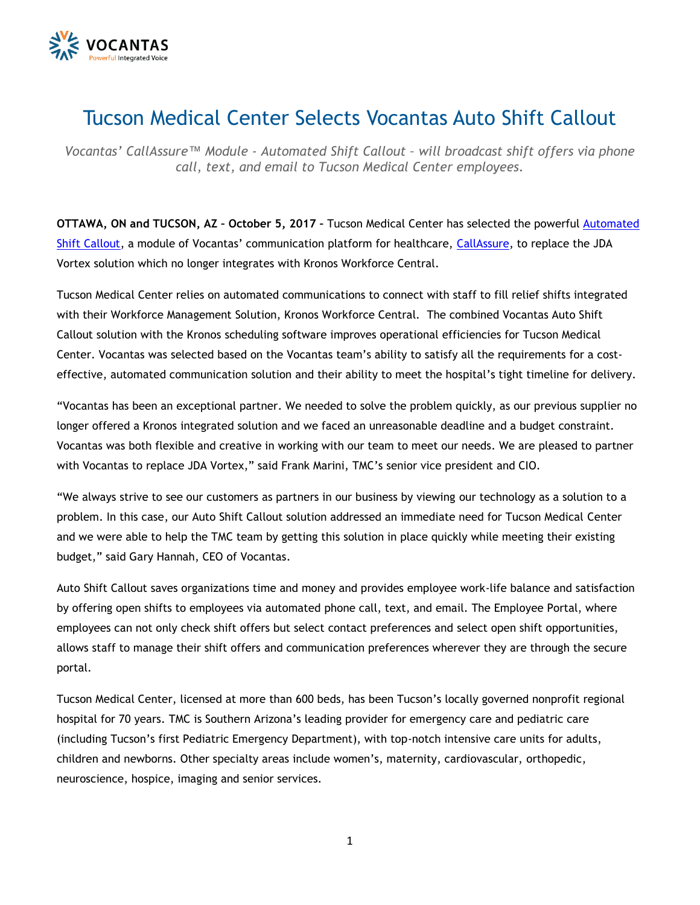VOCANTAS

Powerful Integrated Voice

# Tucson Medical Center Selects Vocantas Auto Shift Callout

*Vocantas' CallAssure™ Module - Automated Shift Callout – will broadcast shift offers via phone call, text, and email to Tucson Medical Center employees.*

**OTTAWA, ON and TUCSON, AZ – October 5, 2017 –** Tucson Medical Center has selected the powerful Automated Shift Callout, a module of Vocantas' communication platform for healthcare, CallAssure, to replace the JDA Vortex solution which no longer integrates with Kronos Workforce Central.

Tucson Medical Center relies on automated communications to connect with staff to fill relief shifts integrated with their Workforce Management Solution, Kronos Workforce Central. The combined Vocantas Auto Shift Callout solution with the Kronos scheduling software improves operational efficiencies for Tucson Medical Center. Vocantas was selected based on the Vocantas team's ability to satisfy all the requirements for a cost-effective, automated communication solution and their ability to meet the hospital's tight timeline for delivery.

"Vocantas has been an exceptional partner. We needed to solve the problem quickly, as our previous supplier no longer offered a Kronos integrated solution and we faced an unreasonable deadline and a budget constraint. Vocantas was both flexible and creative in working with our team to meet our needs. We are pleased to partner with Vocantas to replace JDA Vortex," said Frank Marini, TMC's senior vice president and CIO.

"We always strive to see our customers as partners in our business by viewing our technology as a solution to a problem. In this case, our Auto Shift Callout solution addressed an immediate need for Tucson Medical Center and we were able to help the TMC team by getting this solution in place quickly while meeting their existing budget," said Gary Hannah, CEO of Vocantas.

Auto Shift Callout saves organizations time and money and provides employee work-life balance and satisfaction by offering open shifts to employees via automated phone call, text, and email. The Employee Portal, where employees can not only check shift offers but select contact preferences and select open shift opportunities, allows staff to manage their shift offers and communication preferences wherever they are through the secure portal.

Tucson Medical Center, licensed at more than 600 beds, has been Tucson's locally governed nonprofit regional hospital for 70 years. TMC is Southern Arizona's leading provider for emergency care and pediatric care (including Tucson's first Pediatric Emergency Department), with top-notch intensive care units for adults, children and newborns. Other specialty areas include women's, maternity, cardiovascular, orthopedic, neuroscience, hospice, imaging and senior services.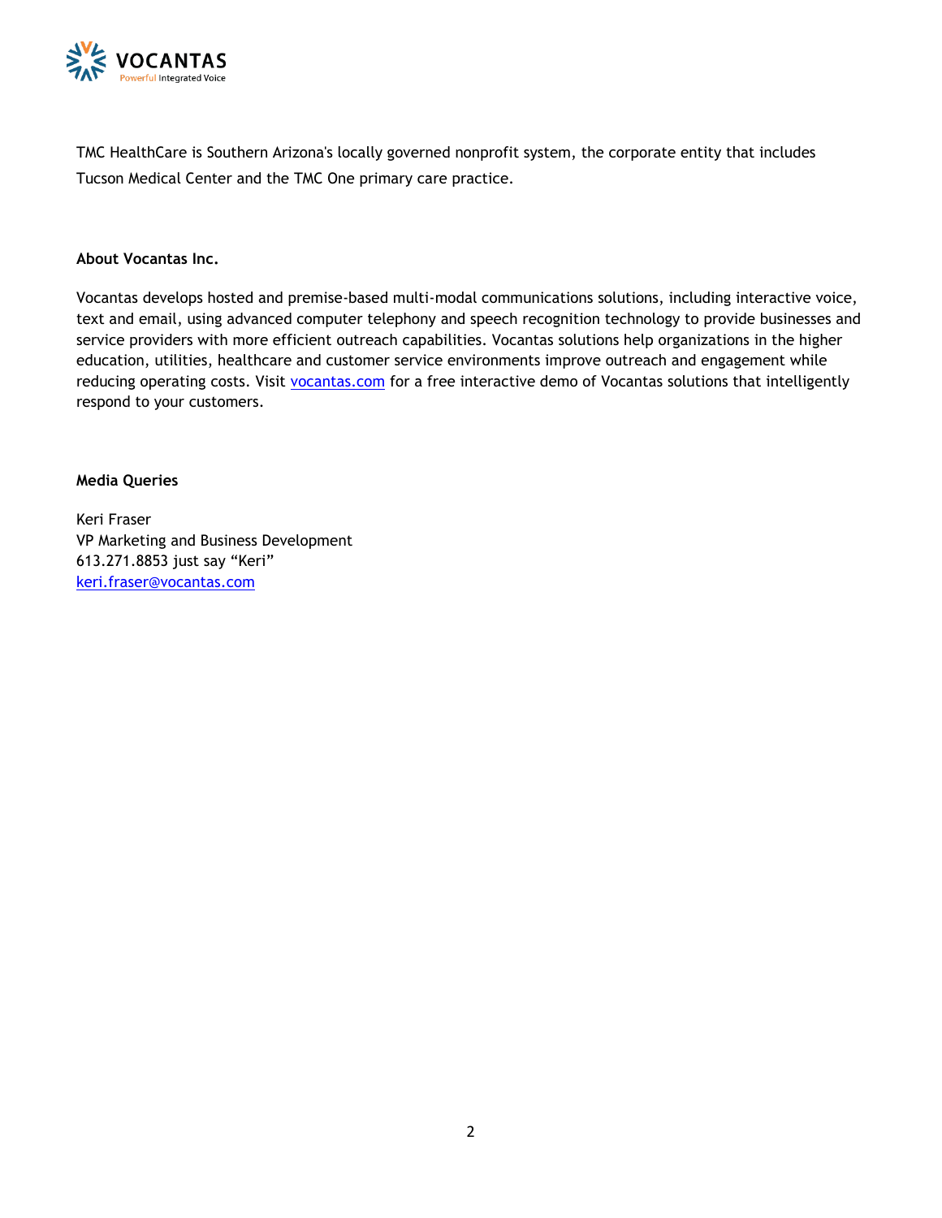TMC HealthCare is Southern Arizona's locally governed nonprofit system, the corporate entity that includes Tucson Medical Center and the TMC One primary care practice.

**About Vocantas Inc.**

Vocantas develops hosted and premise-based multi-modal communications solutions, including interactive voice, text and email, using advanced computer telephony and speech recognition technology to provide businesses and service providers with more efficient outreach capabilities. Vocantas solutions help organizations in the higher education, utilities, healthcare and customer service environments improve outreach and engagement while reducing operating costs. Visit vocantas.com for a free interactive demo of Vocantas solutions that intelligently respond to your customers.

**Media Queries**

Keri Fraser
VP Marketing and Business Development
613.271.8853 just say "Keri"
keri.fraser@vocantas.com